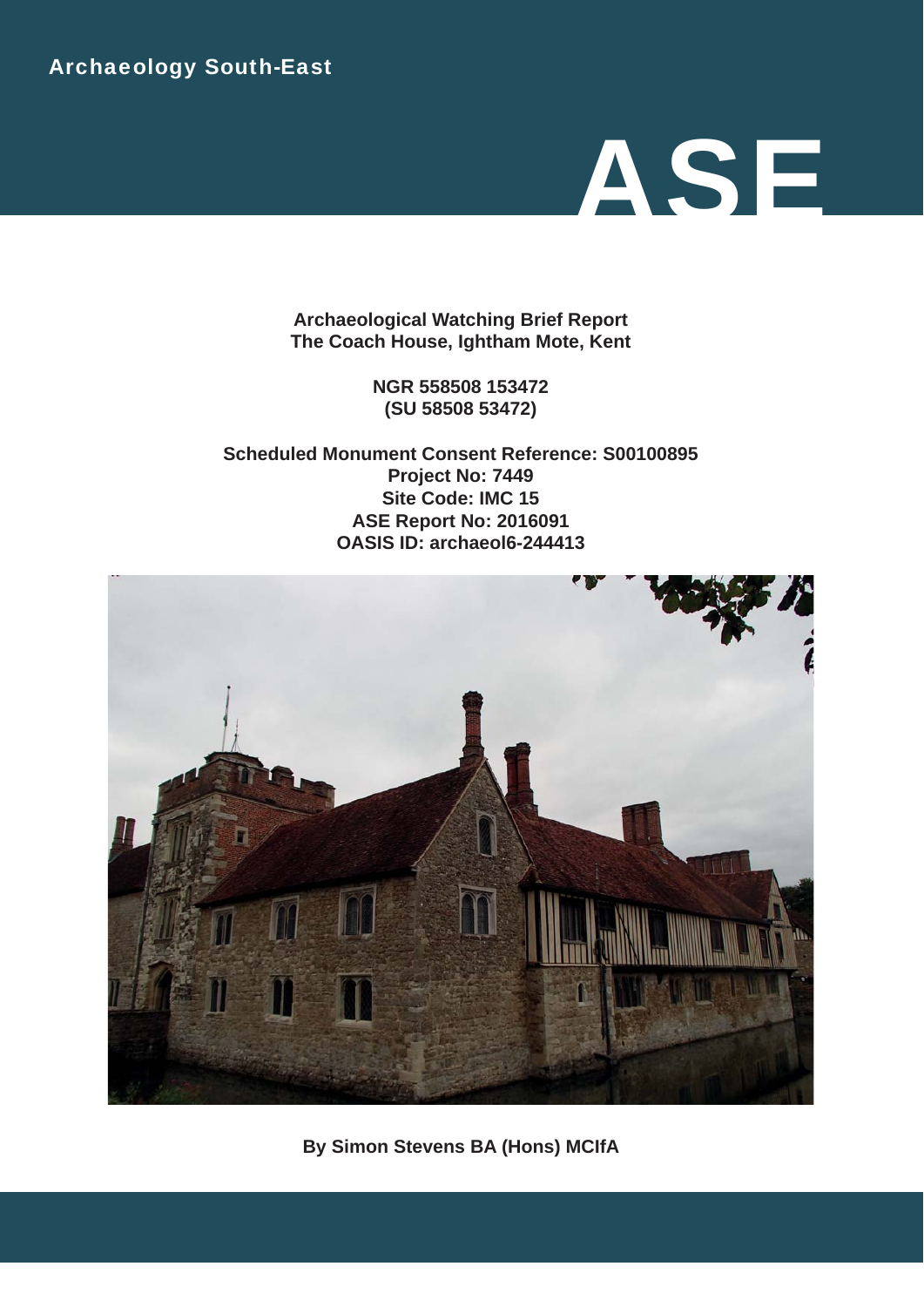Archaeology South-East

# ASE

**Archaeological Watching Brief Report**
**The Coach House, Ightham Mote, Kent**

**NGR 558508 153472**
**(SU 58508 53472)**

**Scheduled Monument Consent Reference: S00100895**
**Project No: 7449**
**Site Code: IMC 15**
**ASE Report No: 2016091**
**OASIS ID: archaeol6-244413**

**By Simon Stevens BA (Hons) MCIfA**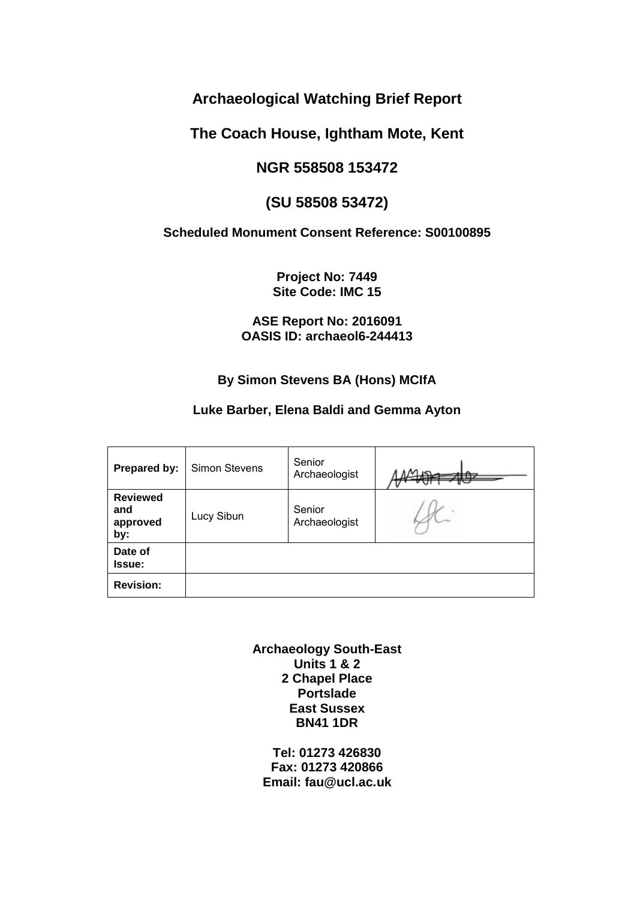# Archaeological Watching Brief Report

## The Coach House, Ightham Mote, Kent

## NGR 558508 153472

## (SU 58508 53472)

### Scheduled Monument Consent Reference: S00100895

**Project No: 7449**
**Site Code: IMC 15**

**ASE Report No: 2016091**
**OASIS ID: archaeol6-244413**

**By Simon Stevens BA (Hons) MCIfA**

**Luke Barber, Elena Baldi and Gemma Ayton**

| | | | |
|---|---|---|---|
| **Prepared by:** | Simon Stevens | Senior Archaeologist | |
| **Reviewed and approved by:** | Lucy Sibun | Senior Archaeologist | |
| **Date of Issue:** | | | |
| **Revision:** | | | |

**Archaeology South-East**
**Units 1 & 2**
**2 Chapel Place**
**Portslade**
**East Sussex**
**BN41 1DR**

**Tel: 01273 426830**
**Fax: 01273 420866**
**Email: fau@ucl.ac.uk**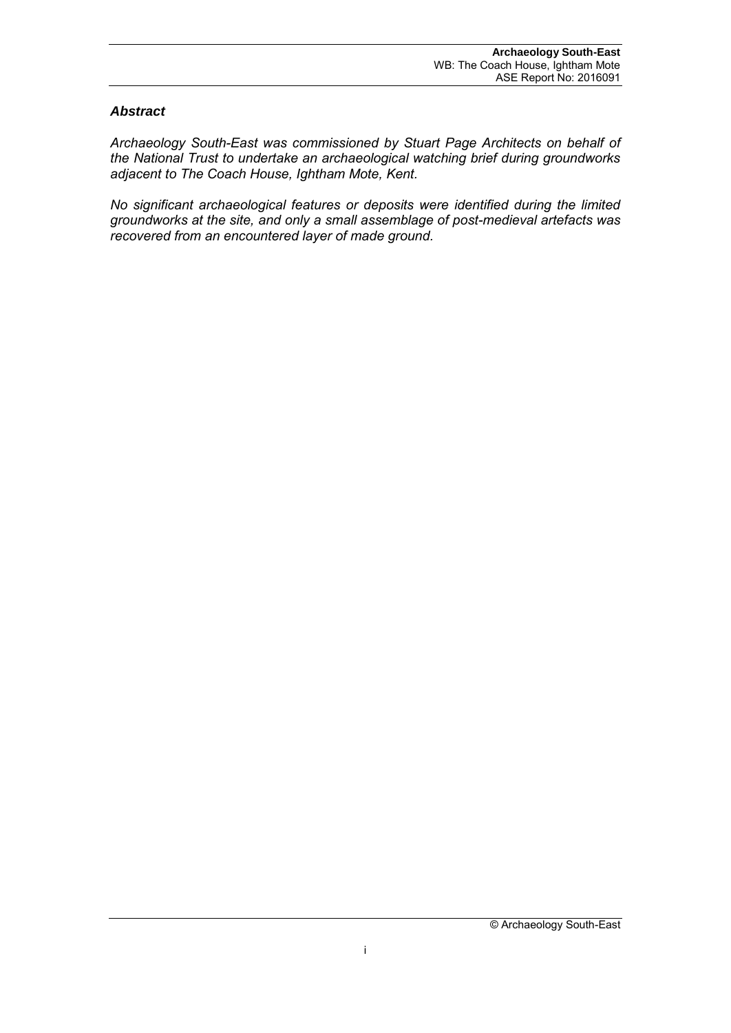## *Abstract*

*Archaeology South-East was commissioned by Stuart Page Architects on behalf of the National Trust to undertake an archaeological watching brief during groundworks adjacent to The Coach House, Ightham Mote, Kent.*

*No significant archaeological features or deposits were identified during the limited groundworks at the site, and only a small assemblage of post-medieval artefacts was recovered from an encountered layer of made ground.*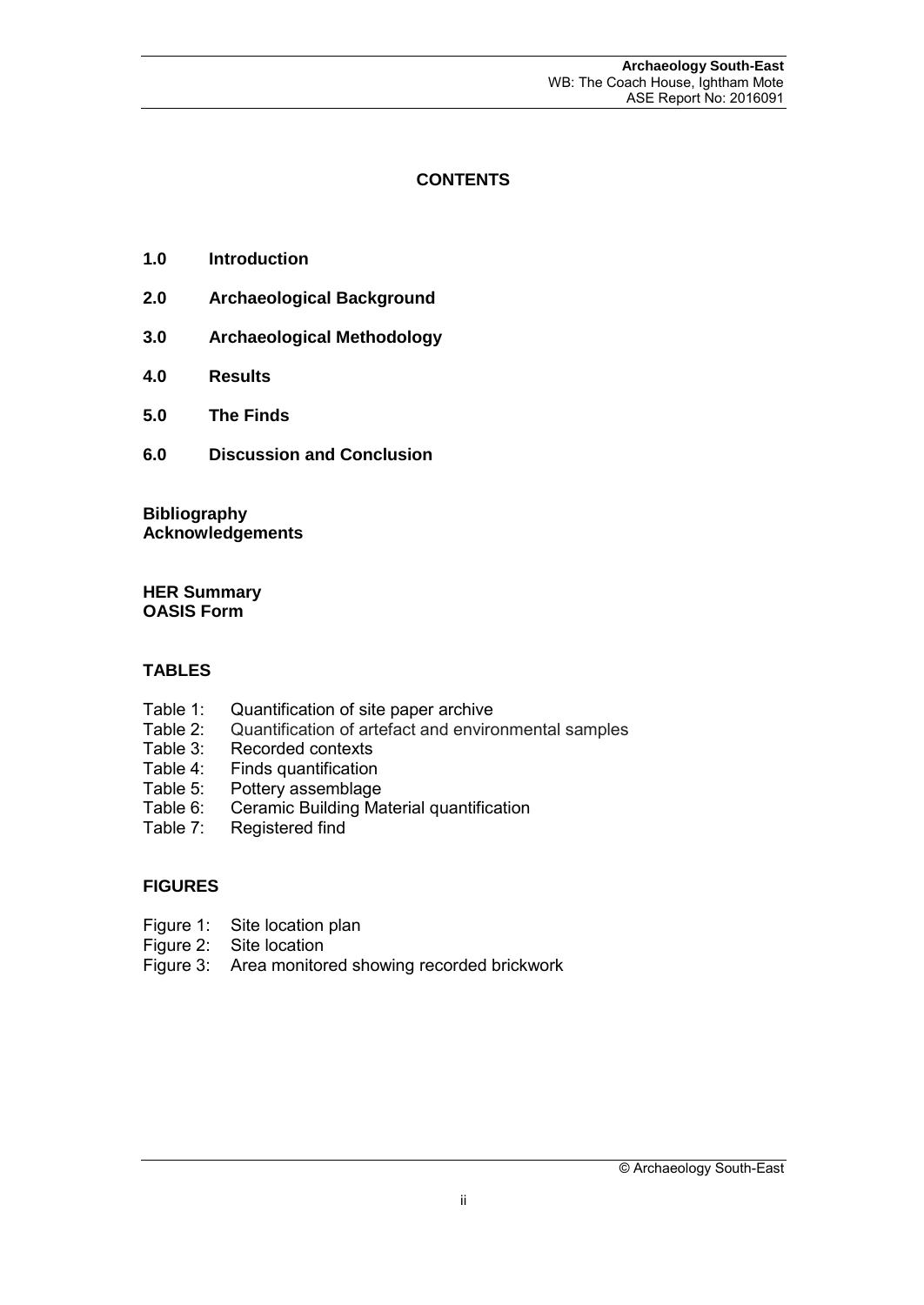# CONTENTS

**1.0 Introduction**

**2.0 Archaeological Background**

**3.0 Archaeological Methodology**

**4.0 Results**

**5.0 The Finds**

**6.0 Discussion and Conclusion**

**Bibliography**
**Acknowledgements**

**HER Summary**
**OASIS Form**

## TABLES

Table 1: Quantification of site paper archive
Table 2: Quantification of artefact and environmental samples
Table 3: Recorded contexts
Table 4: Finds quantification
Table 5: Pottery assemblage
Table 6: Ceramic Building Material quantification
Table 7: Registered find

## FIGURES

Figure 1: Site location plan
Figure 2: Site location
Figure 3: Area monitored showing recorded brickwork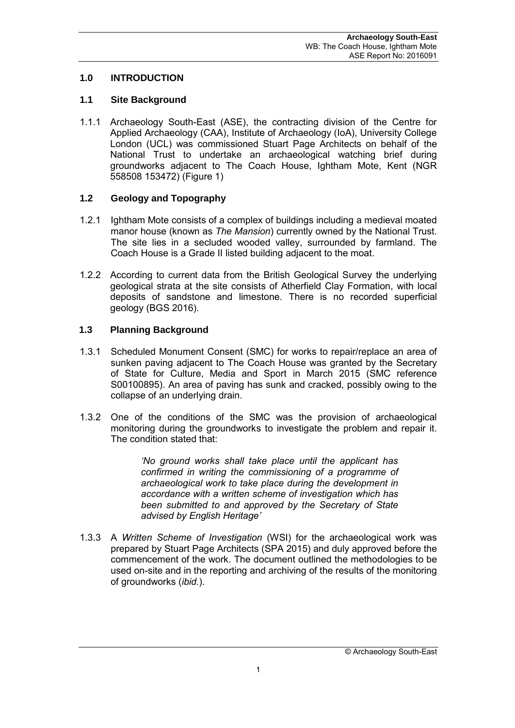## 1.0 INTRODUCTION

### 1.1 Site Background

1.1.1 Archaeology South-East (ASE), the contracting division of the Centre for Applied Archaeology (CAA), Institute of Archaeology (IoA), University College London (UCL) was commissioned Stuart Page Architects on behalf of the National Trust to undertake an archaeological watching brief during groundworks adjacent to The Coach House, Ightham Mote, Kent (NGR 558508 153472) (Figure 1)

### 1.2 Geology and Topography

1.2.1 Ightham Mote consists of a complex of buildings including a medieval moated manor house (known as *The Mansion*) currently owned by the National Trust. The site lies in a secluded wooded valley, surrounded by farmland. The Coach House is a Grade II listed building adjacent to the moat.

1.2.2 According to current data from the British Geological Survey the underlying geological strata at the site consists of Atherfield Clay Formation, with local deposits of sandstone and limestone. There is no recorded superficial geology (BGS 2016).

### 1.3 Planning Background

1.3.1 Scheduled Monument Consent (SMC) for works to repair/replace an area of sunken paving adjacent to The Coach House was granted by the Secretary of State for Culture, Media and Sport in March 2015 (SMC reference S00100895). An area of paving has sunk and cracked, possibly owing to the collapse of an underlying drain.

1.3.2 One of the conditions of the SMC was the provision of archaeological monitoring during the groundworks to investigate the problem and repair it. The condition stated that:

> *'No ground works shall take place until the applicant has confirmed in writing the commissioning of a programme of archaeological work to take place during the development in accordance with a written scheme of investigation which has been submitted to and approved by the Secretary of State advised by English Heritage'*

1.3.3 A *Written Scheme of Investigation* (WSI) for the archaeological work was prepared by Stuart Page Architects (SPA 2015) and duly approved before the commencement of the work. The document outlined the methodologies to be used on-site and in the reporting and archiving of the results of the monitoring of groundworks (*ibid.*).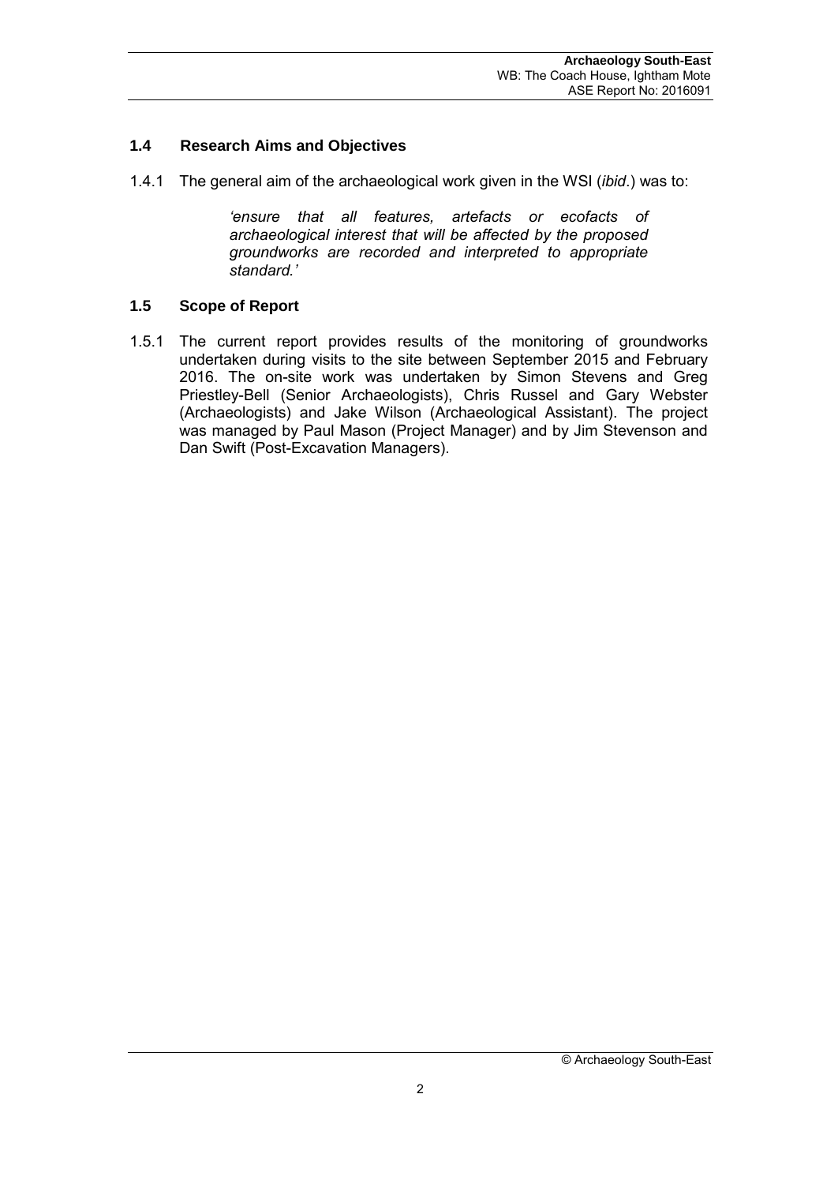## 1.4 Research Aims and Objectives

1.4.1 The general aim of the archaeological work given in the WSI (*ibid*.) was to:

> *'ensure that all features, artefacts or ecofacts of archaeological interest that will be affected by the proposed groundworks are recorded and interpreted to appropriate standard.'*

## 1.5 Scope of Report

1.5.1 The current report provides results of the monitoring of groundworks undertaken during visits to the site between September 2015 and February 2016. The on-site work was undertaken by Simon Stevens and Greg Priestley-Bell (Senior Archaeologists), Chris Russel and Gary Webster (Archaeologists) and Jake Wilson (Archaeological Assistant). The project was managed by Paul Mason (Project Manager) and by Jim Stevenson and Dan Swift (Post-Excavation Managers).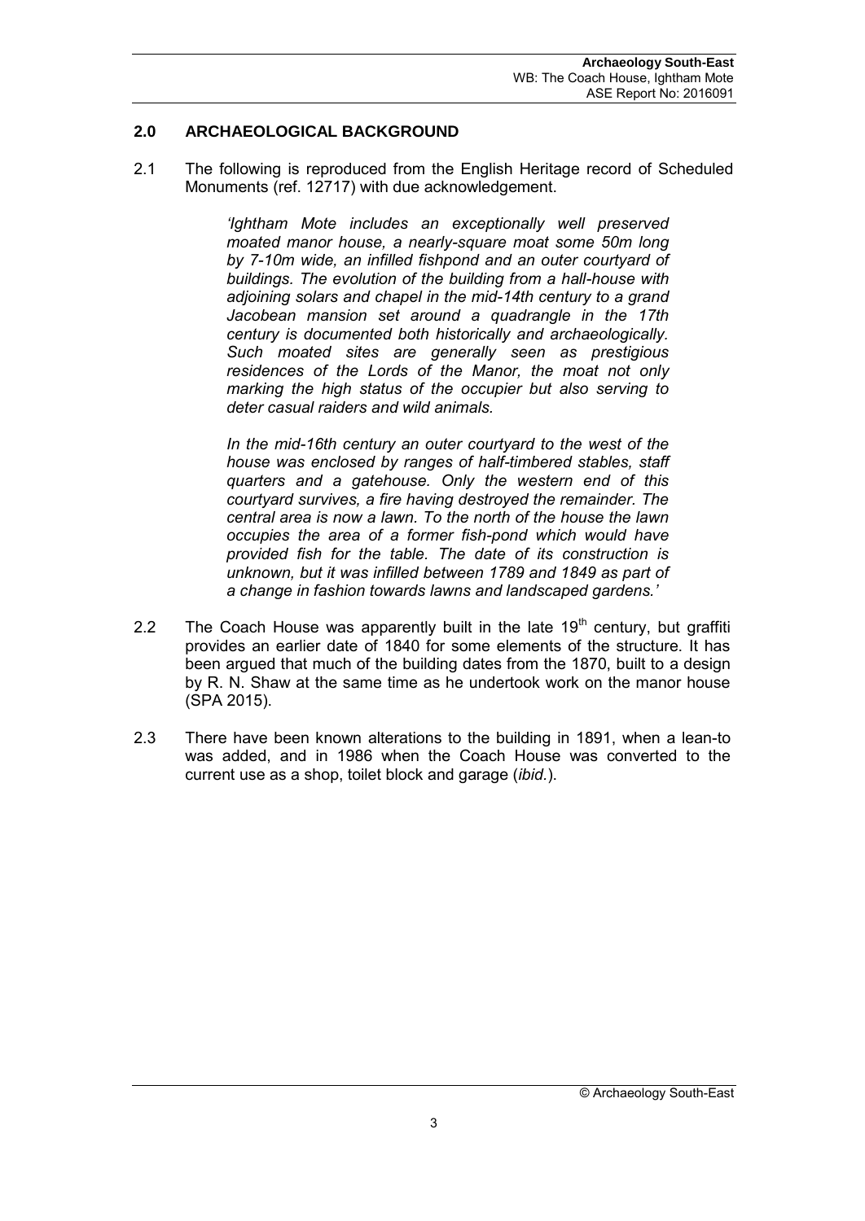## 2.0 ARCHAEOLOGICAL BACKGROUND

2.1 The following is reproduced from the English Heritage record of Scheduled Monuments (ref. 12717) with due acknowledgement.

> *'Ightham Mote includes an exceptionally well preserved moated manor house, a nearly-square moat some 50m long by 7-10m wide, an infilled fishpond and an outer courtyard of buildings. The evolution of the building from a hall-house with adjoining solars and chapel in the mid-14th century to a grand Jacobean mansion set around a quadrangle in the 17th century is documented both historically and archaeologically. Such moated sites are generally seen as prestigious residences of the Lords of the Manor, the moat not only marking the high status of the occupier but also serving to deter casual raiders and wild animals.*
>
> *In the mid-16th century an outer courtyard to the west of the house was enclosed by ranges of half-timbered stables, staff quarters and a gatehouse. Only the western end of this courtyard survives, a fire having destroyed the remainder. The central area is now a lawn. To the north of the house the lawn occupies the area of a former fish-pond which would have provided fish for the table. The date of its construction is unknown, but it was infilled between 1789 and 1849 as part of a change in fashion towards lawns and landscaped gardens.'*

2.2 The Coach House was apparently built in the late 19th century, but graffiti provides an earlier date of 1840 for some elements of the structure. It has been argued that much of the building dates from the 1870, built to a design by R. N. Shaw at the same time as he undertook work on the manor house (SPA 2015).

2.3 There have been known alterations to the building in 1891, when a lean-to was added, and in 1986 when the Coach House was converted to the current use as a shop, toilet block and garage (*ibid.*).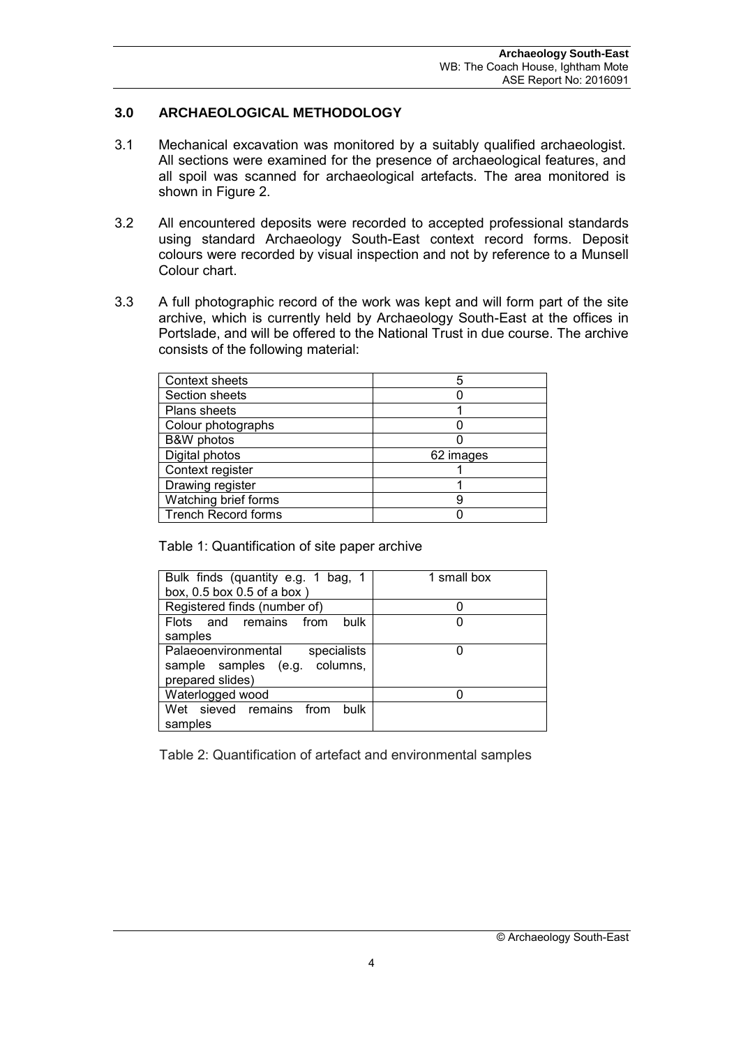## 3.0 ARCHAEOLOGICAL METHODOLOGY

3.1 Mechanical excavation was monitored by a suitably qualified archaeologist. All sections were examined for the presence of archaeological features, and all spoil was scanned for archaeological artefacts. The area monitored is shown in Figure 2.

3.2 All encountered deposits were recorded to accepted professional standards using standard Archaeology South-East context record forms. Deposit colours were recorded by visual inspection and not by reference to a Munsell Colour chart.

3.3 A full photographic record of the work was kept and will form part of the site archive, which is currently held by Archaeology South-East at the offices in Portslade, and will be offered to the National Trust in due course. The archive consists of the following material:

| | |
|---|---|
| Context sheets | 5 |
| Section sheets | 0 |
| Plans sheets | 1 |
| Colour photographs | 0 |
| B&W photos | 0 |
| Digital photos | 62 images |
| Context register | 1 |
| Drawing register | 1 |
| Watching brief forms | 9 |
| Trench Record forms | 0 |

Table 1: Quantification of site paper archive

| | |
|---|---|
| Bulk finds (quantity e.g. 1 bag, 1 box, 0.5 box 0.5 of a box ) | 1 small box |
| Registered finds (number of) | 0 |
| Flots and remains from bulk samples | 0 |
| Palaeoenvironmental specialists sample samples (e.g. columns, prepared slides) | 0 |
| Waterlogged wood | 0 |
| Wet sieved remains from bulk samples | |

Table 2: Quantification of artefact and environmental samples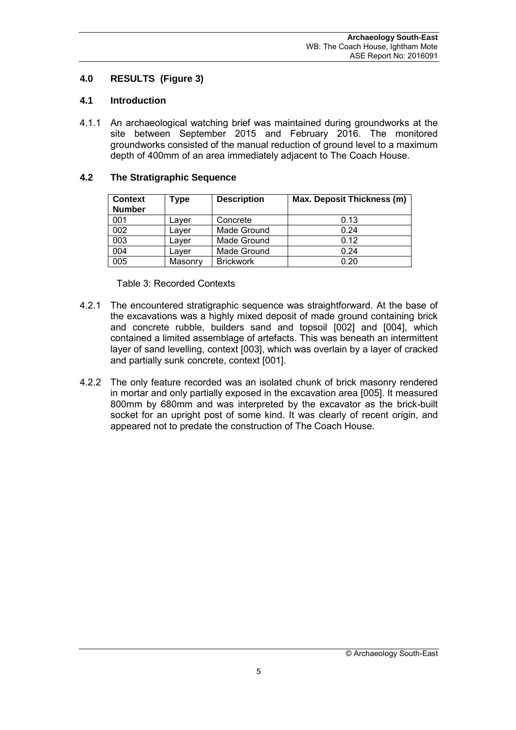## 4.0 RESULTS (Figure 3)

### 4.1 Introduction

4.1.1 An archaeological watching brief was maintained during groundworks at the site between September 2015 and February 2016. The monitored groundworks consisted of the manual reduction of ground level to a maximum depth of 400mm of an area immediately adjacent to The Coach House.

### 4.2 The Stratigraphic Sequence

| Context Number | Type | Description | Max. Deposit Thickness (m) |
|---|---|---|---|
| 001 | Layer | Concrete | 0.13 |
| 002 | Layer | Made Ground | 0.24 |
| 003 | Layer | Made Ground | 0.12 |
| 004 | Layer | Made Ground | 0.24 |
| 005 | Masonry | Brickwork | 0.20 |

Table 3: Recorded Contexts

4.2.1 The encountered stratigraphic sequence was straightforward. At the base of the excavations was a highly mixed deposit of made ground containing brick and concrete rubble, builders sand and topsoil [002] and [004], which contained a limited assemblage of artefacts. This was beneath an intermittent layer of sand levelling, context [003], which was overlain by a layer of cracked and partially sunk concrete, context [001].

4.2.2 The only feature recorded was an isolated chunk of brick masonry rendered in mortar and only partially exposed in the excavation area [005]. It measured 800mm by 680mm and was interpreted by the excavator as the brick-built socket for an upright post of some kind. It was clearly of recent origin, and appeared not to predate the construction of The Coach House.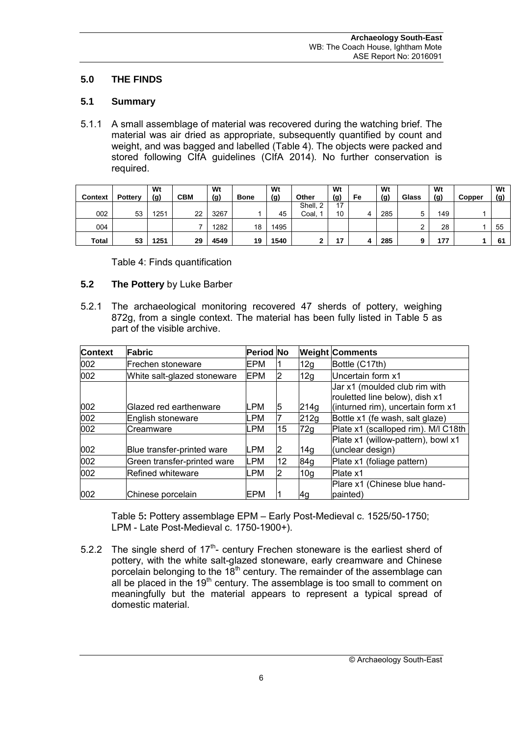## 5.0 THE FINDS

### 5.1 Summary

5.1.1 A small assemblage of material was recovered during the watching brief. The material was air dried as appropriate, subsequently quantified by count and weight, and was bagged and labelled (Table 4). The objects were packed and stored following CIfA guidelines (CIfA 2014). No further conservation is required.

| Context | Pottery | Wt (g) | CBM | Wt (g) | Bone | Wt (g) | Other | Wt (g) | Fe | Wt (g) | Glass | Wt (g) | Copper | Wt (g) |
|---|---|---|---|---|---|---|---|---|---|---|---|---|---|---|
| 002 | 53 | 1251 | 22 | 3267 | 1 | 45 | Shell, 2 Coal, 1 | 17 10 | 4 | 285 | 5 | 149 | 1 | |
| 004 | | | 7 | 1282 | 18 | 1495 | | | | | 2 | 28 | 1 | 55 |
| **Total** | **53** | **1251** | **29** | **4549** | **19** | **1540** | **2** | **17** | **4** | **285** | **9** | **177** | **1** | **61** |

Table 4: Finds quantification

### 5.2 The Pottery by Luke Barber

5.2.1 The archaeological monitoring recovered 47 sherds of pottery, weighing 872g, from a single context. The material has been fully listed in Table 5 as part of the visible archive.

| Context | Fabric | Period | No | Weight | Comments |
|---|---|---|---|---|---|
| 002 | Frechen stoneware | EPM | 1 | 12g | Bottle (C17th) |
| 002 | White salt-glazed stoneware | EPM | 2 | 12g | Uncertain form x1 |
| 002 | Glazed red earthenware | LPM | 5 | 214g | Jar x1 (moulded club rim with rouletted line below), dish x1 (inturned rim), uncertain form x1 |
| 002 | English stoneware | LPM | 7 | 212g | Bottle x1 (fe wash, salt glaze) |
| 002 | Creamware | LPM | 15 | 72g | Plate x1 (scalloped rim). M/l C18th |
| 002 | Blue transfer-printed ware | LPM | 2 | 14g | Plate x1 (willow-pattern), bowl x1 (unclear design) |
| 002 | Green transfer-printed ware | LPM | 12 | 84g | Plate x1 (foliage pattern) |
| 002 | Refined whiteware | LPM | 2 | 10g | Plate x1 |
| 002 | Chinese porcelain | EPM | 1 | 4g | Plare x1 (Chinese blue hand-painted) |

Table 5**:** Pottery assemblage EPM – Early Post-Medieval c. 1525/50-1750; LPM - Late Post-Medieval c. 1750-1900+).

5.2.2 The single sherd of 17th- century Frechen stoneware is the earliest sherd of pottery, with the white salt-glazed stoneware, early creamware and Chinese porcelain belonging to the 18th century. The remainder of the assemblage can all be placed in the 19th century. The assemblage is too small to comment on meaningfully but the material appears to represent a typical spread of domestic material.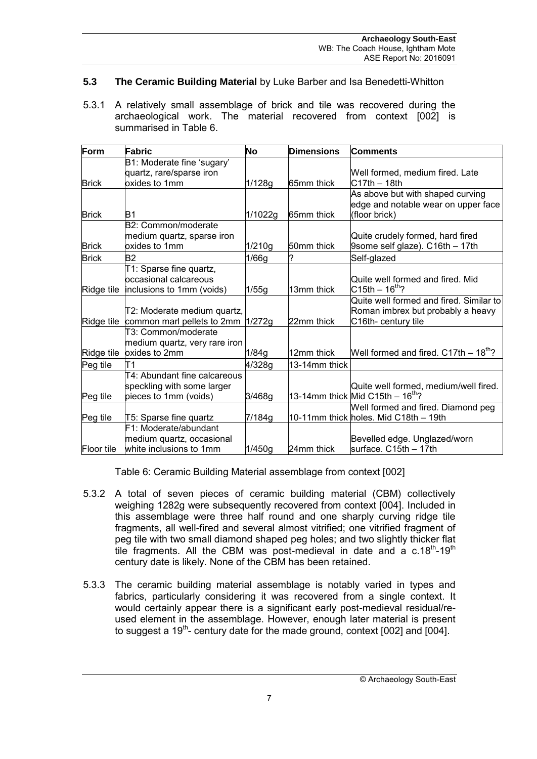## 5.3 The Ceramic Building Material by Luke Barber and Isa Benedetti-Whitton

5.3.1 A relatively small assemblage of brick and tile was recovered during the archaeological work. The material recovered from context [002] is summarised in Table 6.

| Form | Fabric | No | Dimensions | Comments |
|---|---|---|---|---|
| Brick | B1: Moderate fine 'sugary' quartz, rare/sparse iron oxides to 1mm | 1/128g | 65mm thick | Well formed, medium fired. Late C17th – 18th |
| Brick | B1 | 1/1022g | 65mm thick | As above but with shaped curving edge and notable wear on upper face (floor brick) |
| Brick | B2: Common/moderate medium quartz, sparse iron oxides to 1mm | 1/210g | 50mm thick | Quite crudely formed, hard fired 9some self glaze). C16th – 17th |
| Brick | B2 | 1/66g | ? | Self-glazed |
| Ridge tile | T1: Sparse fine quartz, occasional calcareous inclusions to 1mm (voids) | 1/55g | 13mm thick | Quite well formed and fired. Mid C15th – 16th? |
| Ridge tile | T2: Moderate medium quartz, common marl pellets to 2mm | 1/272g | 22mm thick | Quite well formed and fired. Similar to Roman imbrex but probably a heavy C16th- century tile |
| Ridge tile | T3: Common/moderate medium quartz, very rare iron oxides to 2mm | 1/84g | 12mm thick | Well formed and fired. C17th – 18th? |
| Peg tile | T1 | 4/328g | 13-14mm thick | |
| Peg tile | T4: Abundant fine calcareous speckling with some larger pieces to 1mm (voids) | 3/468g | 13-14mm thick | Quite well formed, medium/well fired. Mid C15th – 16th? |
| Peg tile | T5: Sparse fine quartz | 7/184g | 10-11mm thick | Well formed and fired. Diamond peg holes. Mid C18th – 19th |
| Floor tile | F1: Moderate/abundant medium quartz, occasional white inclusions to 1mm | 1/450g | 24mm thick | Bevelled edge. Unglazed/worn surface. C15th – 17th |

Table 6: Ceramic Building Material assemblage from context [002]

5.3.2 A total of seven pieces of ceramic building material (CBM) collectively weighing 1282g were subsequently recovered from context [004]. Included in this assemblage were three half round and one sharply curving ridge tile fragments, all well-fired and several almost vitrified; one vitrified fragment of peg tile with two small diamond shaped peg holes; and two slightly thicker flat tile fragments. All the CBM was post-medieval in date and a c.18th-19th century date is likely. None of the CBM has been retained.

5.3.3 The ceramic building material assemblage is notably varied in types and fabrics, particularly considering it was recovered from a single context. It would certainly appear there is a significant early post-medieval residual/re-used element in the assemblage. However, enough later material is present to suggest a 19th- century date for the made ground, context [002] and [004].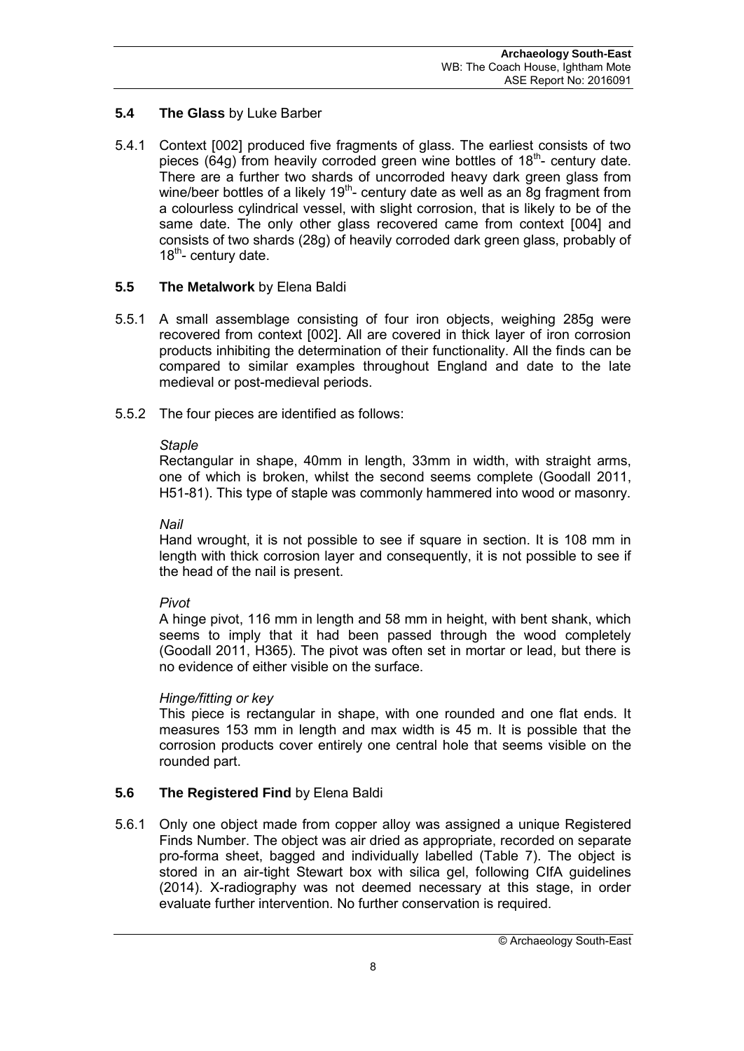### 5.4 The Glass by Luke Barber

5.4.1 Context [002] produced five fragments of glass. The earliest consists of two pieces (64g) from heavily corroded green wine bottles of 18th- century date. There are a further two shards of uncorroded heavy dark green glass from wine/beer bottles of a likely 19th- century date as well as an 8g fragment from a colourless cylindrical vessel, with slight corrosion, that is likely to be of the same date. The only other glass recovered came from context [004] and consists of two shards (28g) of heavily corroded dark green glass, probably of 18th- century date.

### 5.5 The Metalwork by Elena Baldi

5.5.1 A small assemblage consisting of four iron objects, weighing 285g were recovered from context [002]. All are covered in thick layer of iron corrosion products inhibiting the determination of their functionality. All the finds can be compared to similar examples throughout England and date to the late medieval or post-medieval periods.

5.5.2 The four pieces are identified as follows:

*Staple*

Rectangular in shape, 40mm in length, 33mm in width, with straight arms, one of which is broken, whilst the second seems complete (Goodall 2011, H51-81). This type of staple was commonly hammered into wood or masonry.

*Nail*

Hand wrought, it is not possible to see if square in section. It is 108 mm in length with thick corrosion layer and consequently, it is not possible to see if the head of the nail is present.

*Pivot*

A hinge pivot, 116 mm in length and 58 mm in height, with bent shank, which seems to imply that it had been passed through the wood completely (Goodall 2011, H365). The pivot was often set in mortar or lead, but there is no evidence of either visible on the surface.

*Hinge/fitting or key*

This piece is rectangular in shape, with one rounded and one flat ends. It measures 153 mm in length and max width is 45 m. It is possible that the corrosion products cover entirely one central hole that seems visible on the rounded part.

### 5.6 The Registered Find by Elena Baldi

5.6.1 Only one object made from copper alloy was assigned a unique Registered Finds Number. The object was air dried as appropriate, recorded on separate pro-forma sheet, bagged and individually labelled (Table 7). The object is stored in an air-tight Stewart box with silica gel, following CIfA guidelines (2014). X-radiography was not deemed necessary at this stage, in order evaluate further intervention. No further conservation is required.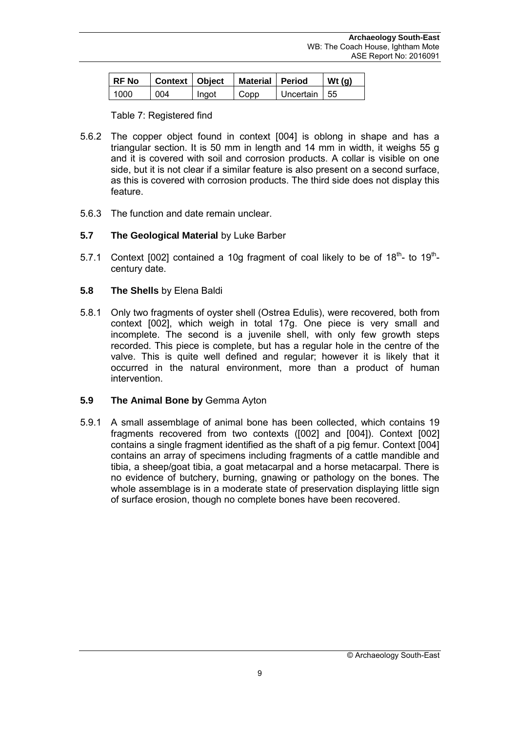| RF No | Context | Object | Material | Period | Wt (g) |
|---|---|---|---|---|---|
| 1000 | 004 | Ingot | Copp | Uncertain | 55 |

Table 7: Registered find

5.6.2 The copper object found in context [004] is oblong in shape and has a triangular section. It is 50 mm in length and 14 mm in width, it weighs 55 g and it is covered with soil and corrosion products. A collar is visible on one side, but it is not clear if a similar feature is also present on a second surface, as this is covered with corrosion products. The third side does not display this feature.

5.6.3 The function and date remain unclear.

### 5.7 The Geological Material by Luke Barber

5.7.1 Context [002] contained a 10g fragment of coal likely to be of 18th- to 19th-century date.

### 5.8 The Shells by Elena Baldi

5.8.1 Only two fragments of oyster shell (Ostrea Edulis), were recovered, both from context [002], which weigh in total 17g. One piece is very small and incomplete. The second is a juvenile shell, with only few growth steps recorded. This piece is complete, but has a regular hole in the centre of the valve. This is quite well defined and regular; however it is likely that it occurred in the natural environment, more than a product of human intervention.

### 5.9 The Animal Bone by Gemma Ayton

5.9.1 A small assemblage of animal bone has been collected, which contains 19 fragments recovered from two contexts ([002] and [004]). Context [002] contains a single fragment identified as the shaft of a pig femur. Context [004] contains an array of specimens including fragments of a cattle mandible and tibia, a sheep/goat tibia, a goat metacarpal and a horse metacarpal. There is no evidence of butchery, burning, gnawing or pathology on the bones. The whole assemblage is in a moderate state of preservation displaying little sign of surface erosion, though no complete bones have been recovered.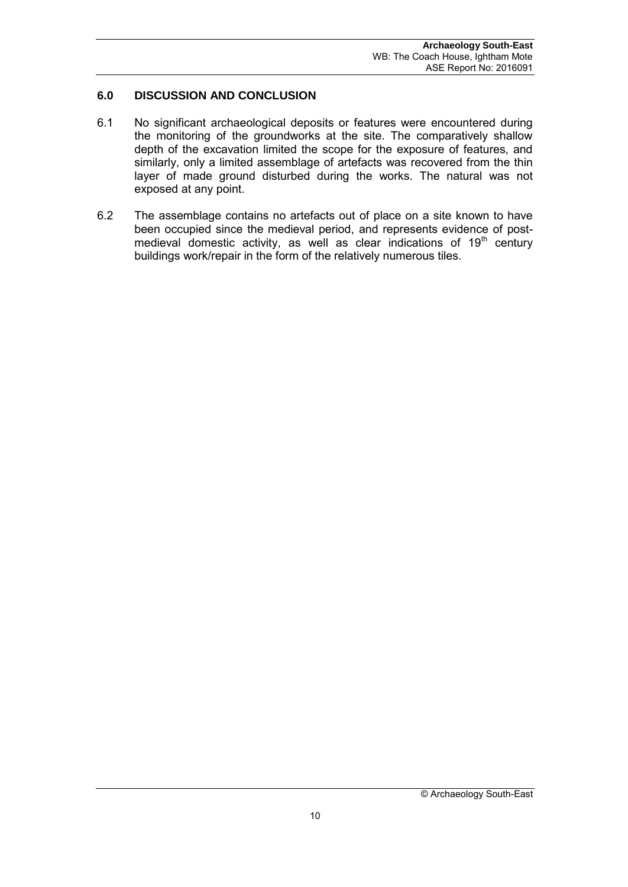## 6.0 DISCUSSION AND CONCLUSION

6.1 No significant archaeological deposits or features were encountered during the monitoring of the groundworks at the site. The comparatively shallow depth of the excavation limited the scope for the exposure of features, and similarly, only a limited assemblage of artefacts was recovered from the thin layer of made ground disturbed during the works. The natural was not exposed at any point.

6.2 The assemblage contains no artefacts out of place on a site known to have been occupied since the medieval period, and represents evidence of post-medieval domestic activity, as well as clear indications of 19th century buildings work/repair in the form of the relatively numerous tiles.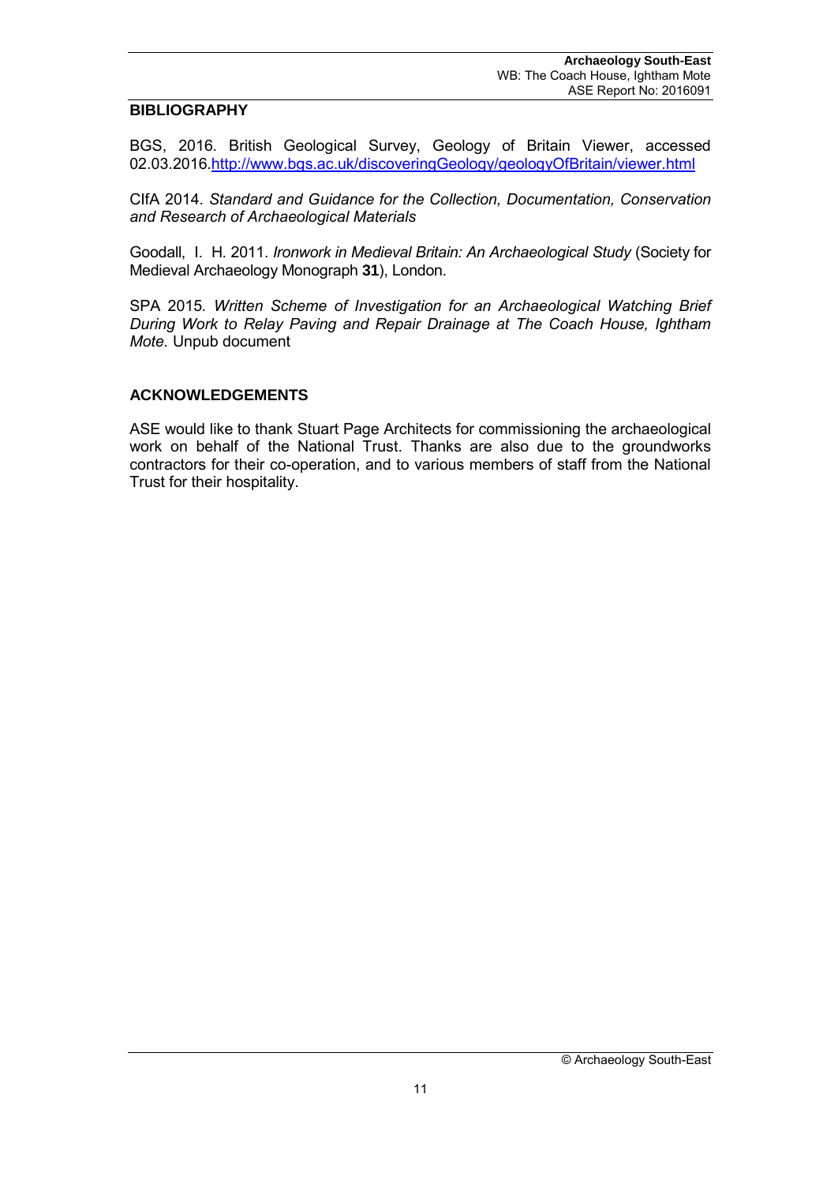## BIBLIOGRAPHY

BGS, 2016. British Geological Survey, Geology of Britain Viewer, accessed 02.03.2016.[http://www.bgs.ac.uk/discoveringGeology/geologyOfBritain/viewer.html](http://www.bgs.ac.uk/discoveringGeology/geologyOfBritain/viewer.html)

CIfA 2014. *Standard and Guidance for the Collection, Documentation, Conservation and Research of Archaeological Materials*

Goodall, I. H. 2011. *Ironwork in Medieval Britain: An Archaeological Study* (Society for Medieval Archaeology Monograph **31**), London.

SPA 2015. *Written Scheme of Investigation for an Archaeological Watching Brief During Work to Relay Paving and Repair Drainage at The Coach House, Ightham Mote.* Unpub document

## ACKNOWLEDGEMENTS

ASE would like to thank Stuart Page Architects for commissioning the archaeological work on behalf of the National Trust. Thanks are also due to the groundworks contractors for their co-operation, and to various members of staff from the National Trust for their hospitality.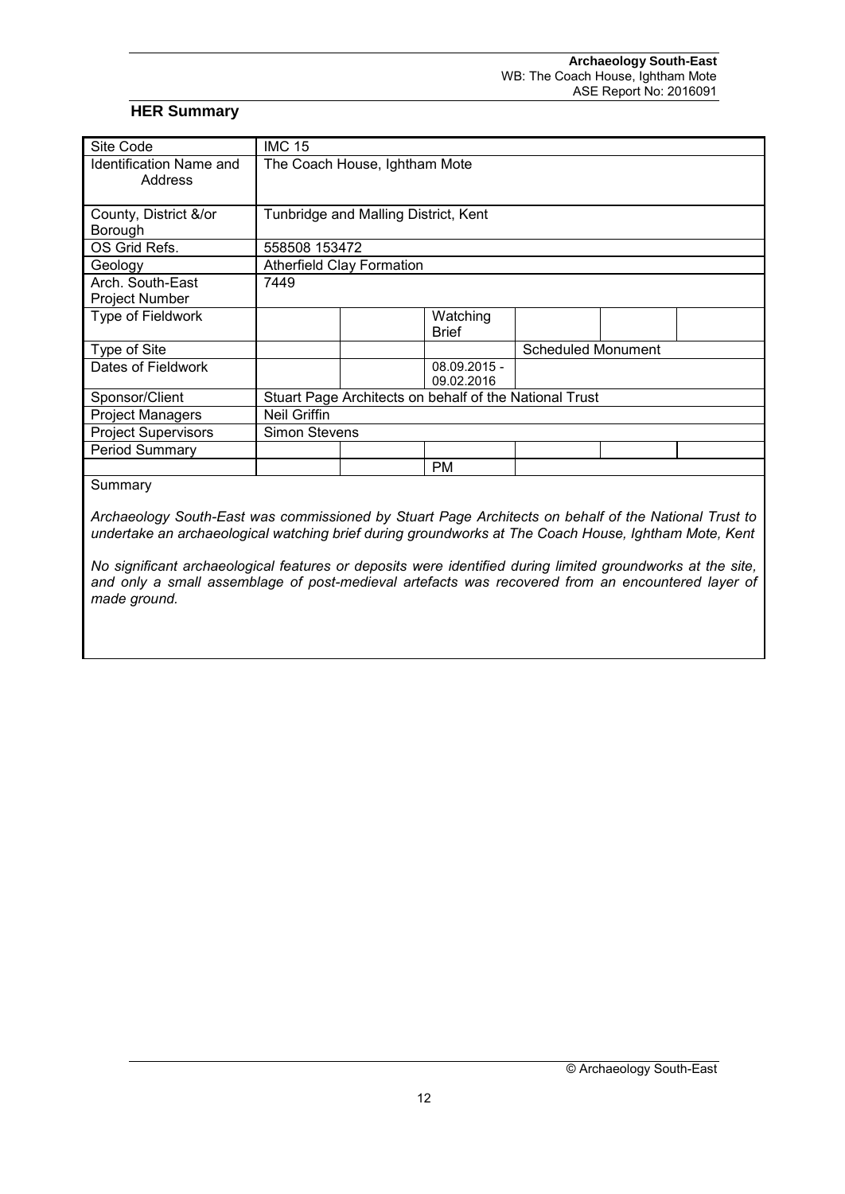## HER Summary

| Site Code | IMC 15 | | | | | |
|---|---|---|---|---|---|---|
| Identification Name and Address | The Coach House, Ightham Mote | | | | | |
| County, District &/or Borough | Tunbridge and Malling District, Kent | | | | | |
| OS Grid Refs. | 558508 153472 | | | | | |
| Geology | Atherfield Clay Formation | | | | | |
| Arch. South-East Project Number | 7449 | | | | | |
| Type of Fieldwork | | | Watching Brief | | | |
| Type of Site | | | | Scheduled Monument | | |
| Dates of Fieldwork | | | 08.09.2015 - 09.02.2016 | | | |
| Sponsor/Client | Stuart Page Architects on behalf of the National Trust | | | | | |
| Project Managers | Neil Griffin | | | | | |
| Project Supervisors | Simon Stevens | | | | | |
| Period Summary | | | | | | |
| | | | PM | | | |

Summary

*Archaeology South-East was commissioned by Stuart Page Architects on behalf of the National Trust to undertake an archaeological watching brief during groundworks at The Coach House, Ightham Mote, Kent*

*No significant archaeological features or deposits were identified during limited groundworks at the site, and only a small assemblage of post-medieval artefacts was recovered from an encountered layer of made ground.*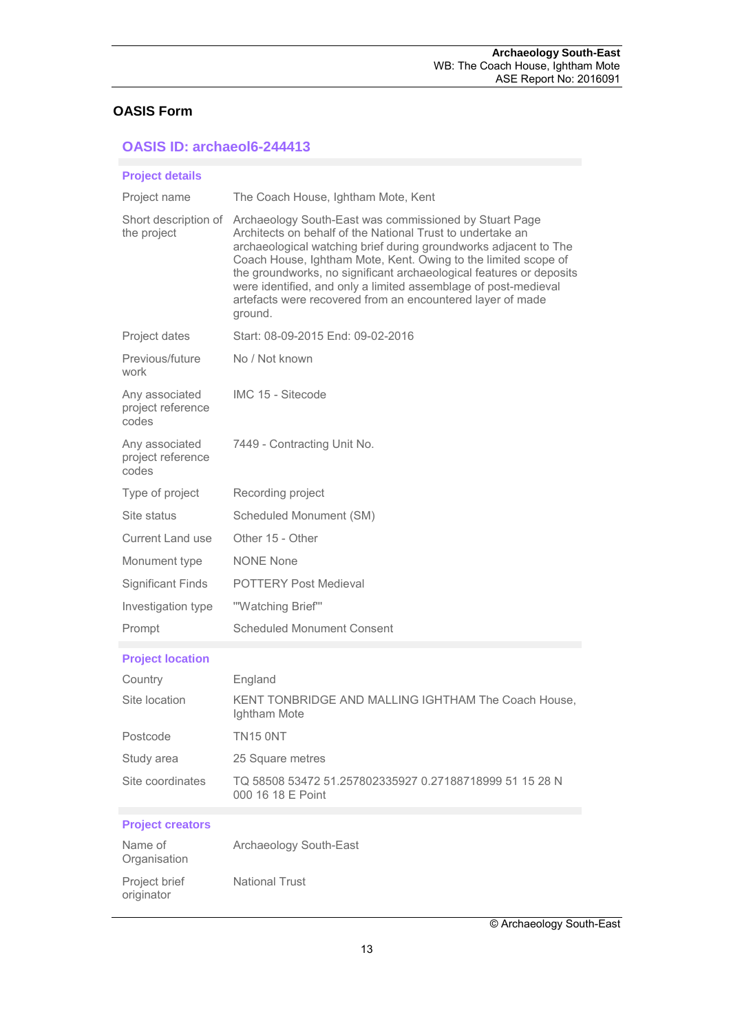## OASIS Form

### OASIS ID: archaeol6-244413

| | |
|---|---|
| **Project details** | |
| Project name | The Coach House, Ightham Mote, Kent |
| Short description of the project | Archaeology South-East was commissioned by Stuart Page Architects on behalf of the National Trust to undertake an archaeological watching brief during groundworks adjacent to The Coach House, Ightham Mote, Kent. Owing to the limited scope of the groundworks, no significant archaeological features or deposits were identified, and only a limited assemblage of post-medieval artefacts were recovered from an encountered layer of made ground. |
| Project dates | Start: 08-09-2015 End: 09-02-2016 |
| Previous/future work | No / Not known |
| Any associated project reference codes | IMC 15 - Sitecode |
| Any associated project reference codes | 7449 - Contracting Unit No. |
| Type of project | Recording project |
| Site status | Scheduled Monument (SM) |
| Current Land use | Other 15 - Other |
| Monument type | NONE None |
| Significant Finds | POTTERY Post Medieval |
| Investigation type | '"Watching Brief"' |
| Prompt | Scheduled Monument Consent |
| **Project location** | |
| Country | England |
| Site location | KENT TONBRIDGE AND MALLING IGHTHAM The Coach House, Ightham Mote |
| Postcode | TN15 0NT |
| Study area | 25 Square metres |
| Site coordinates | TQ 58508 53472 51.257802335927 0.27188718999 51 15 28 N 000 16 18 E Point |
| **Project creators** | |
| Name of Organisation | Archaeology South-East |
| Project brief originator | National Trust |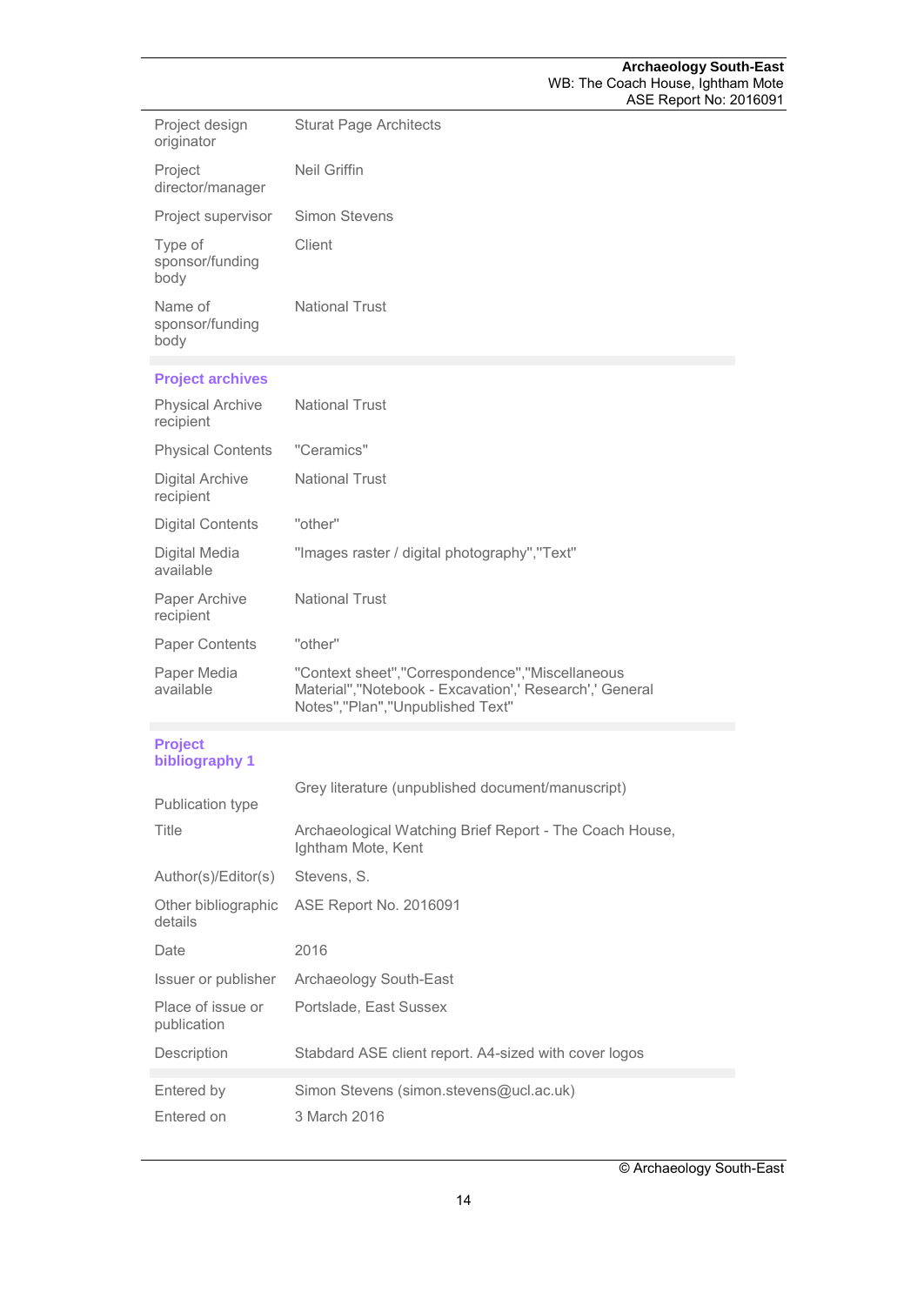| | |
|---|---|
| Project design originator | Sturat Page Architects |
| Project director/manager | Neil Griffin |
| Project supervisor | Simon Stevens |
| Type of sponsor/funding body | Client |
| Name of sponsor/funding body | National Trust |

**Project archives**

| | |
|---|---|
| Physical Archive recipient | National Trust |
| Physical Contents | "Ceramics" |
| Digital Archive recipient | National Trust |
| Digital Contents | "other" |
| Digital Media available | "Images raster / digital photography","Text" |
| Paper Archive recipient | National Trust |
| Paper Contents | "other" |
| Paper Media available | "Context sheet","Correspondence","Miscellaneous Material","Notebook - Excavation',' Research',' General Notes","Plan","Unpublished Text" |

**Project bibliography 1**

| | |
|---|---|
| Publication type | Grey literature (unpublished document/manuscript) |
| Title | Archaeological Watching Brief Report - The Coach House, Ightham Mote, Kent |
| Author(s)/Editor(s) | Stevens, S. |
| Other bibliographic details | ASE Report No. 2016091 |
| Date | 2016 |
| Issuer or publisher | Archaeology South-East |
| Place of issue or publication | Portslade, East Sussex |
| Description | Stabdard ASE client report. A4-sized with cover logos |

| | |
|---|---|
| Entered by | Simon Stevens (simon.stevens@ucl.ac.uk) |
| Entered on | 3 March 2016 |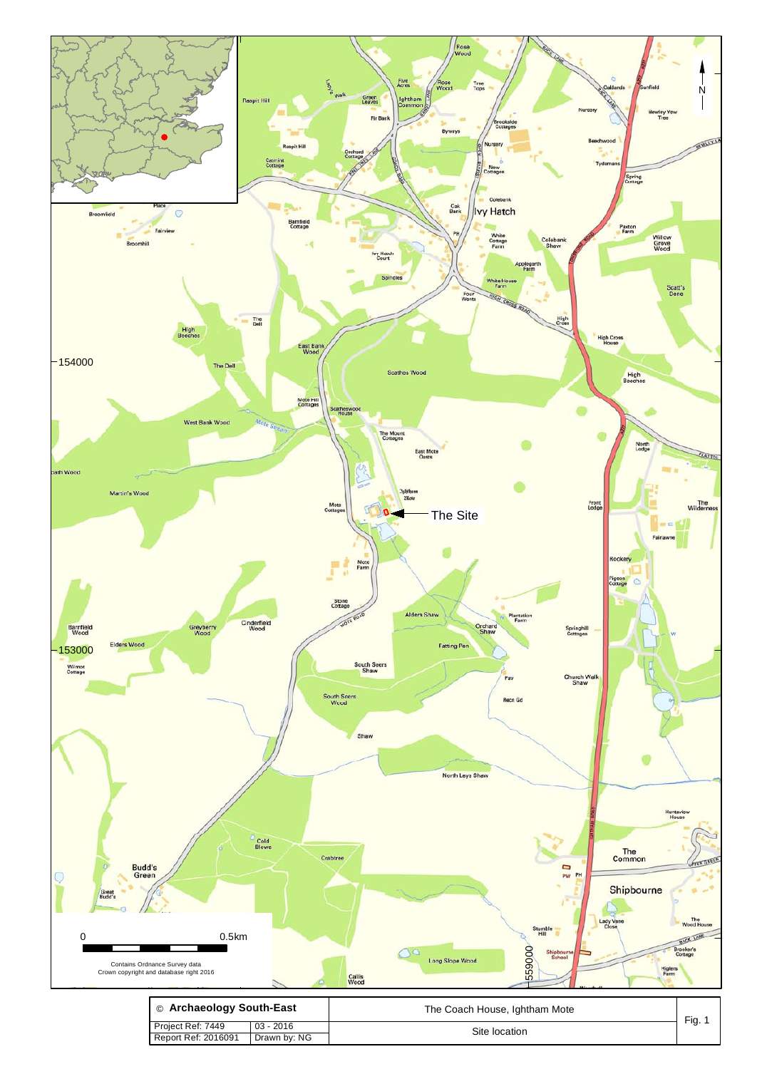| © Archaeology South-East | | The Coach House, Ightham Mote | Fig. 1 |
| --- | --- | --- | --- |
| Project Ref: 7449 | 03 - 2016 | Site location | |
| Report Ref: 2016091 | Drawn by: NG | | |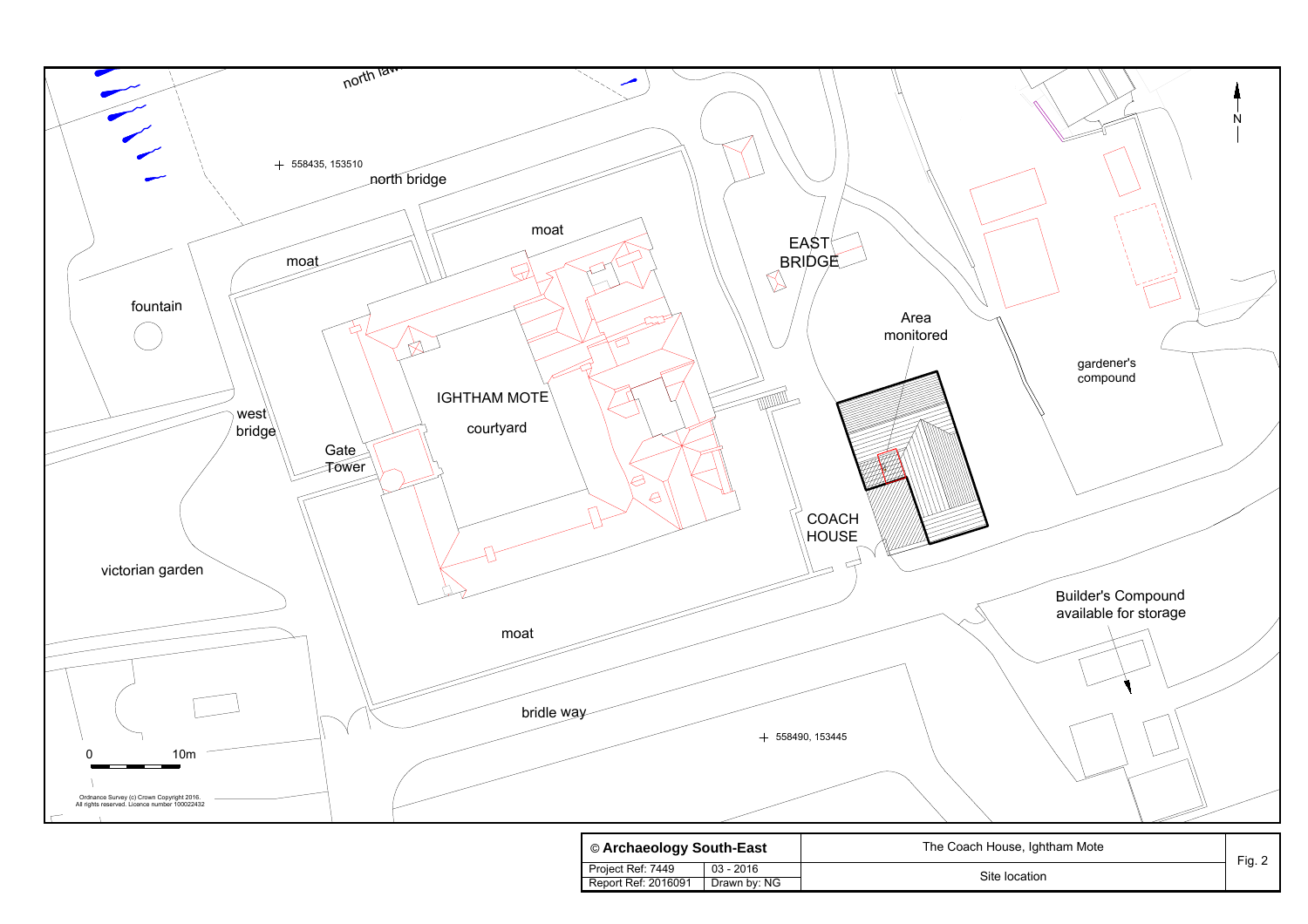north lawn

558435, 153510

north bridge

moat

moat

EAST BRIDGE

fountain

Area monitored

gardener's compound

IGHTHAM MOTE

courtyard

west bridge

Gate Tower

COACH HOUSE

victorian garden

Builder's Compound available for storage

moat

bridle way

558490, 153445

0 10m

N

Ordnance Survey (c) Crown Copyright 2016. All rights reserved. Licence number 100022432

| | | | |
|---|---|---|---|
| © **Archaeology South-East** | | The Coach House, Ightham Mote | Fig. 2 |
| Project Ref: 7449 | 03 - 2016 | Site location | |
| Report Ref: 2016091 | Drawn by: NG | | |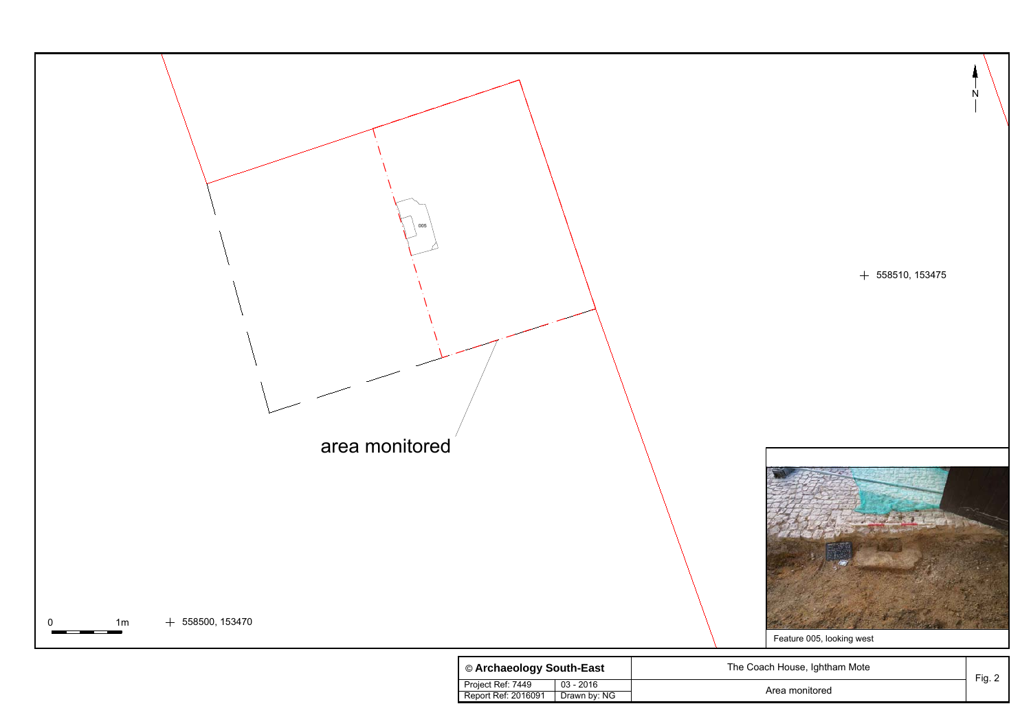N

005

+ 558510, 153475

area monitored

0 1m

+ 558500, 153470

Feature 005, looking west

| | | | |
|---|---|---|---|
| © **Archaeology South-East** | | The Coach House, Ightham Mote | Fig. 2 |
| Project Ref: 7449 | 03 - 2016 | Area monitored | |
| Report Ref: 2016091 | Drawn by: NG | | |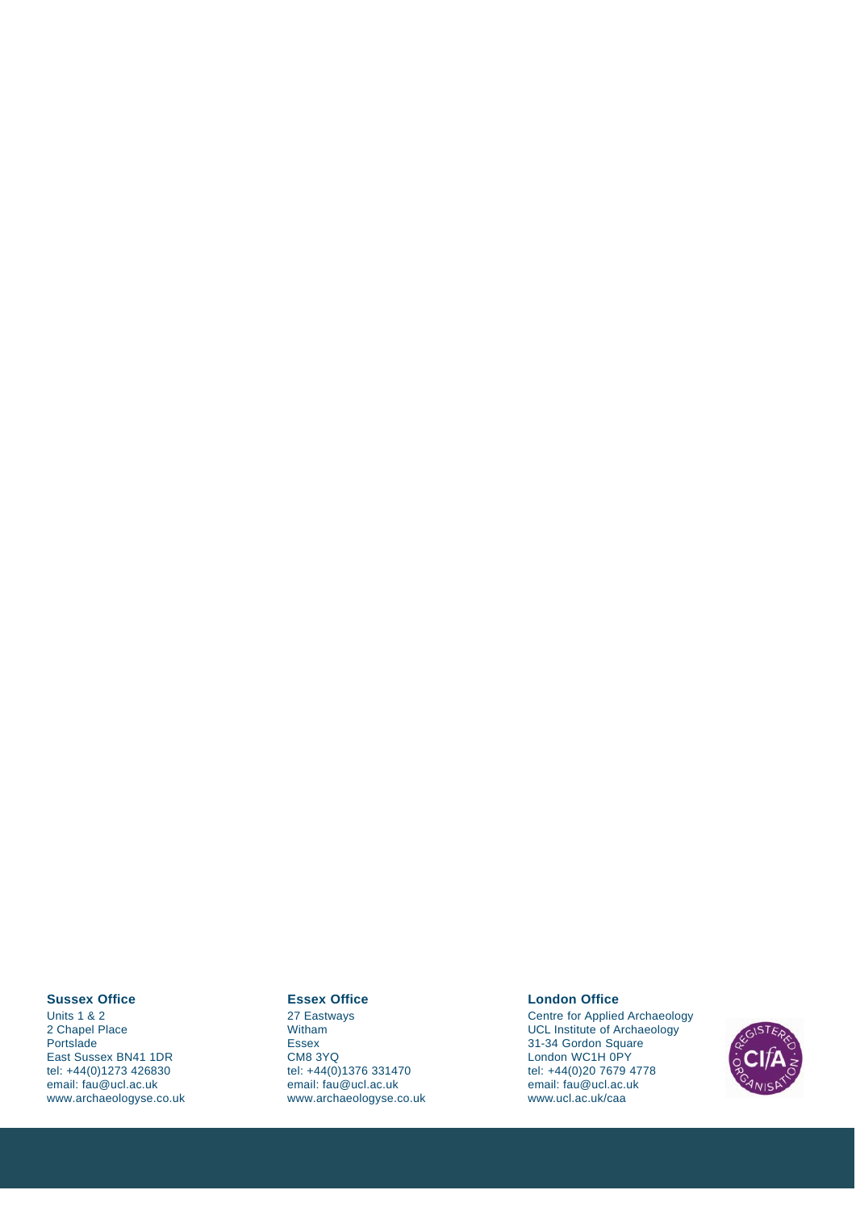**Sussex Office**
Units 1 & 2
2 Chapel Place
Portslade
East Sussex BN41 1DR
tel: +44(0)1273 426830
email: fau@ucl.ac.uk
www.archaeologyse.co.uk

**Essex Office**
27 Eastways
Witham
Essex
CM8 3YQ
tel: +44(0)1376 331470
email: fau@ucl.ac.uk
www.archaeologyse.co.uk

**London Office**
Centre for Applied Archaeology
UCL Institute of Archaeology
31-34 Gordon Square
London WC1H 0PY
tel: +44(0)20 7679 4778
email: fau@ucl.ac.uk
www.ucl.ac.uk/caa